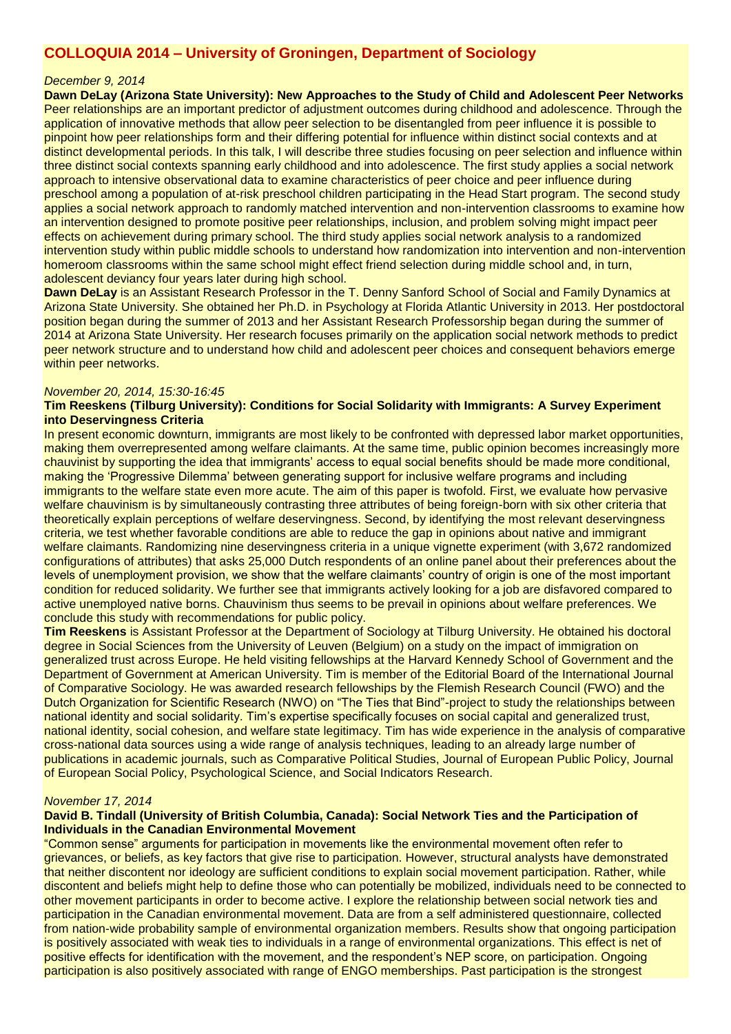# COLLOQUIA 2014 – University of Groningen, Department of Sociology

*December 9, 2014*

**Dawn DeLay (Arizona State University): New Approaches to the Study of Child and Adolescent Peer Networks**

Peer relationships are an important predictor of adjustment outcomes during childhood and adolescence. Through the application of innovative methods that allow peer selection to be disentangled from peer influence it is possible to pinpoint how peer relationships form and their differing potential for influence within distinct social contexts and at distinct developmental periods. In this talk, I will describe three studies focusing on peer selection and influence within three distinct social contexts spanning early childhood and into adolescence. The first study applies a social network approach to intensive observational data to examine characteristics of peer choice and peer influence during preschool among a population of at-risk preschool children participating in the Head Start program. The second study applies a social network approach to randomly matched intervention and non-intervention classrooms to examine how an intervention designed to promote positive peer relationships, inclusion, and problem solving might impact peer effects on achievement during primary school. The third study applies social network analysis to a randomized intervention study within public middle schools to understand how randomization into intervention and non-intervention homeroom classrooms within the same school might effect friend selection during middle school and, in turn, adolescent deviancy four years later during high school.

**Dawn DeLay** is an Assistant Research Professor in the T. Denny Sanford School of Social and Family Dynamics at Arizona State University. She obtained her Ph.D. in Psychology at Florida Atlantic University in 2013. Her postdoctoral position began during the summer of 2013 and her Assistant Research Professorship began during the summer of 2014 at Arizona State University. Her research focuses primarily on the application social network methods to predict peer network structure and to understand how child and adolescent peer choices and consequent behaviors emerge within peer networks.

*November 20, 2014, 15:30-16:45*

**Tim Reeskens (Tilburg University): Conditions for Social Solidarity with Immigrants: A Survey Experiment into Deservingness Criteria**

In present economic downturn, immigrants are most likely to be confronted with depressed labor market opportunities, making them overrepresented among welfare claimants. At the same time, public opinion becomes increasingly more chauvinist by supporting the idea that immigrants' access to equal social benefits should be made more conditional, making the 'Progressive Dilemma' between generating support for inclusive welfare programs and including immigrants to the welfare state even more acute. The aim of this paper is twofold. First, we evaluate how pervasive welfare chauvinism is by simultaneously contrasting three attributes of being foreign-born with six other criteria that theoretically explain perceptions of welfare deservingness. Second, by identifying the most relevant deservingness criteria, we test whether favorable conditions are able to reduce the gap in opinions about native and immigrant welfare claimants. Randomizing nine deservingness criteria in a unique vignette experiment (with 3,672 randomized configurations of attributes) that asks 25,000 Dutch respondents of an online panel about their preferences about the levels of unemployment provision, we show that the welfare claimants' country of origin is one of the most important condition for reduced solidarity. We further see that immigrants actively looking for a job are disfavored compared to active unemployed native borns. Chauvinism thus seems to be prevail in opinions about welfare preferences. We conclude this study with recommendations for public policy.

**Tim Reeskens** is Assistant Professor at the Department of Sociology at Tilburg University. He obtained his doctoral degree in Social Sciences from the University of Leuven (Belgium) on a study on the impact of immigration on generalized trust across Europe. He held visiting fellowships at the Harvard Kennedy School of Government and the Department of Government at American University. Tim is member of the Editorial Board of the International Journal of Comparative Sociology. He was awarded research fellowships by the Flemish Research Council (FWO) and the Dutch Organization for Scientific Research (NWO) on "The Ties that Bind"-project to study the relationships between national identity and social solidarity. Tim's expertise specifically focuses on social capital and generalized trust, national identity, social cohesion, and welfare state legitimacy. Tim has wide experience in the analysis of comparative cross-national data sources using a wide range of analysis techniques, leading to an already large number of publications in academic journals, such as Comparative Political Studies, Journal of European Public Policy, Journal of European Social Policy, Psychological Science, and Social Indicators Research.

*November 17, 2014*

**David B. Tindall (University of British Columbia, Canada): Social Network Ties and the Participation of Individuals in the Canadian Environmental Movement**

"Common sense" arguments for participation in movements like the environmental movement often refer to grievances, or beliefs, as key factors that give rise to participation. However, structural analysts have demonstrated that neither discontent nor ideology are sufficient conditions to explain social movement participation. Rather, while discontent and beliefs might help to define those who can potentially be mobilized, individuals need to be connected to other movement participants in order to become active. I explore the relationship between social network ties and participation in the Canadian environmental movement. Data are from a self administered questionnaire, collected from nation-wide probability sample of environmental organization members. Results show that ongoing participation is positively associated with weak ties to individuals in a range of environmental organizations. This effect is net of positive effects for identification with the movement, and the respondent's NEP score, on participation. Ongoing participation is also positively associated with range of ENGO memberships. Past participation is the strongest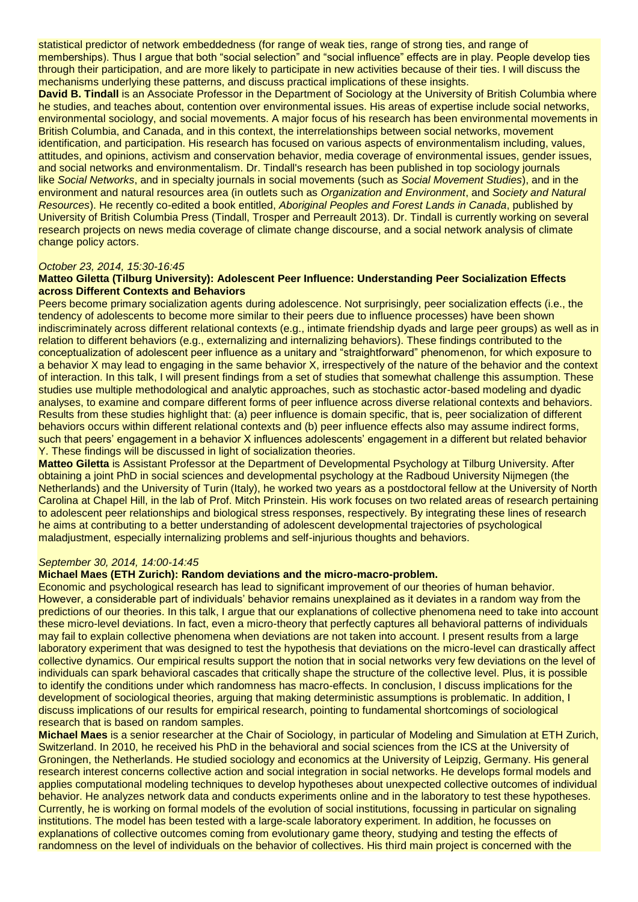statistical predictor of network embeddedness (for range of weak ties, range of strong ties, and range of memberships). Thus I argue that both "social selection" and "social influence" effects are in play. People develop ties through their participation, and are more likely to participate in new activities because of their ties. I will discuss the mechanisms underlying these patterns, and discuss practical implications of these insights.

**David B. Tindall** is an Associate Professor in the Department of Sociology at the University of British Columbia where he studies, and teaches about, contention over environmental issues. His areas of expertise include social networks, environmental sociology, and social movements. A major focus of his research has been environmental movements in British Columbia, and Canada, and in this context, the interrelationships between social networks, movement identification, and participation. His research has focused on various aspects of environmentalism including, values, attitudes, and opinions, activism and conservation behavior, media coverage of environmental issues, gender issues, and social networks and environmentalism. Dr. Tindall's research has been published in top sociology journals like *Social Networks*, and in specialty journals in social movements (such as *Social Movement Studies*), and in the environment and natural resources area (in outlets such as *Organization and Environment*, and *Society and Natural Resources*). He recently co-edited a book entitled, *Aboriginal Peoples and Forest Lands in Canada*, published by University of British Columbia Press (Tindall, Trosper and Perreault 2013). Dr. Tindall is currently working on several research projects on news media coverage of climate change discourse, and a social network analysis of climate change policy actors.

*October 23, 2014, 15:30-16:45*

**Matteo Giletta (Tilburg University): Adolescent Peer Influence: Understanding Peer Socialization Effects across Different Contexts and Behaviors**

Peers become primary socialization agents during adolescence. Not surprisingly, peer socialization effects (i.e., the tendency of adolescents to become more similar to their peers due to influence processes) have been shown indiscriminately across different relational contexts (e.g., intimate friendship dyads and large peer groups) as well as in relation to different behaviors (e.g., externalizing and internalizing behaviors). These findings contributed to the conceptualization of adolescent peer influence as a unitary and "straightforward" phenomenon, for which exposure to a behavior X may lead to engaging in the same behavior X, irrespectively of the nature of the behavior and the context of interaction. In this talk, I will present findings from a set of studies that somewhat challenge this assumption. These studies use multiple methodological and analytic approaches, such as stochastic actor-based modeling and dyadic analyses, to examine and compare different forms of peer influence across diverse relational contexts and behaviors. Results from these studies highlight that: (a) peer influence is domain specific, that is, peer socialization of different behaviors occurs within different relational contexts and (b) peer influence effects also may assume indirect forms, such that peers' engagement in a behavior X influences adolescents' engagement in a different but related behavior Y. These findings will be discussed in light of socialization theories.

**Matteo Giletta** is Assistant Professor at the Department of Developmental Psychology at Tilburg University. After obtaining a joint PhD in social sciences and developmental psychology at the Radboud University Nijmegen (the Netherlands) and the University of Turin (Italy), he worked two years as a postdoctoral fellow at the University of North Carolina at Chapel Hill, in the lab of Prof. Mitch Prinstein. His work focuses on two related areas of research pertaining to adolescent peer relationships and biological stress responses, respectively. By integrating these lines of research he aims at contributing to a better understanding of adolescent developmental trajectories of psychological maladjustment, especially internalizing problems and self-injurious thoughts and behaviors.

*September 30, 2014, 14:00-14:45*

**Michael Maes (ETH Zurich): Random deviations and the micro-macro-problem.**

Economic and psychological research has lead to significant improvement of our theories of human behavior. However, a considerable part of individuals' behavior remains unexplained as it deviates in a random way from the predictions of our theories. In this talk, I argue that our explanations of collective phenomena need to take into account these micro-level deviations. In fact, even a micro-theory that perfectly captures all behavioral patterns of individuals may fail to explain collective phenomena when deviations are not taken into account. I present results from a large laboratory experiment that was designed to test the hypothesis that deviations on the micro-level can drastically affect collective dynamics. Our empirical results support the notion that in social networks very few deviations on the level of individuals can spark behavioral cascades that critically shape the structure of the collective level. Plus, it is possible to identify the conditions under which randomness has macro-effects. In conclusion, I discuss implications for the development of sociological theories, arguing that making deterministic assumptions is problematic. In addition, I discuss implications of our results for empirical research, pointing to fundamental shortcomings of sociological research that is based on random samples.

**Michael Maes** is a senior researcher at the Chair of Sociology, in particular of Modeling and Simulation at ETH Zurich, Switzerland. In 2010, he received his PhD in the behavioral and social sciences from the ICS at the University of Groningen, the Netherlands. He studied sociology and economics at the University of Leipzig, Germany. His general research interest concerns collective action and social integration in social networks. He develops formal models and applies computational modeling techniques to develop hypotheses about unexpected collective outcomes of individual behavior. He analyzes network data and conducts experiments online and in the laboratory to test these hypotheses. Currently, he is working on formal models of the evolution of social institutions, focussing in particular on signaling institutions. The model has been tested with a large-scale laboratory experiment. In addition, he focusses on explanations of collective outcomes coming from evolutionary game theory, studying and testing the effects of randomness on the level of individuals on the behavior of collectives. His third main project is concerned with the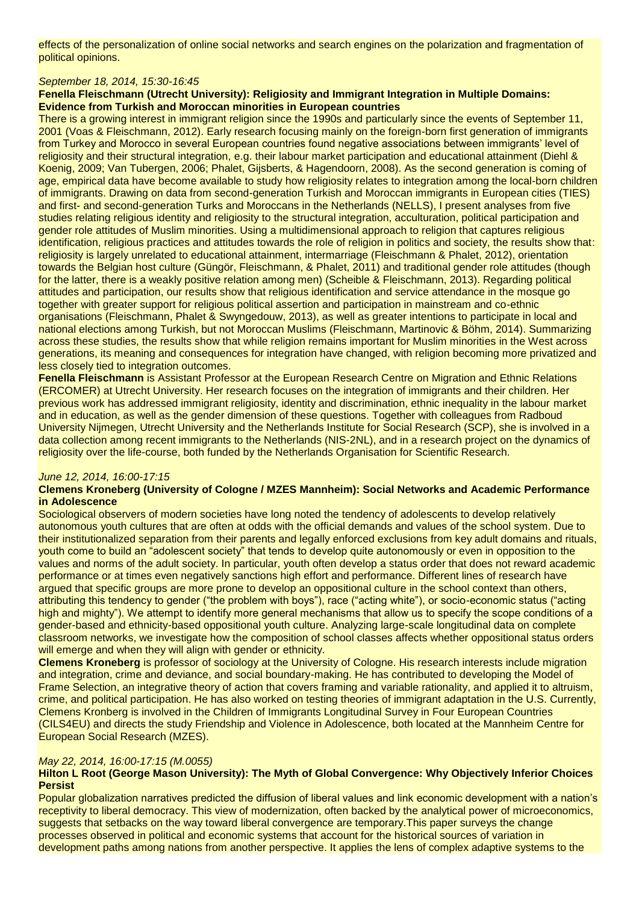effects of the personalization of online social networks and search engines on the polarization and fragmentation of political opinions.

*September 18, 2014, 15:30-16:45*

**Fenella Fleischmann (Utrecht University): Religiosity and Immigrant Integration in Multiple Domains: Evidence from Turkish and Moroccan minorities in European countries**

There is a growing interest in immigrant religion since the 1990s and particularly since the events of September 11, 2001 (Voas & Fleischmann, 2012). Early research focusing mainly on the foreign-born first generation of immigrants from Turkey and Morocco in several European countries found negative associations between immigrants' level of religiosity and their structural integration, e.g. their labour market participation and educational attainment (Diehl & Koenig, 2009; Van Tubergen, 2006; Phalet, Gijsberts, & Hagendoorn, 2008). As the second generation is coming of age, empirical data have become available to study how religiosity relates to integration among the local-born children of immigrants. Drawing on data from second-generation Turkish and Moroccan immigrants in European cities (TIES) and first- and second-generation Turks and Moroccans in the Netherlands (NELLS), I present analyses from five studies relating religious identity and religiosity to the structural integration, acculturation, political participation and gender role attitudes of Muslim minorities. Using a multidimensional approach to religion that captures religious identification, religious practices and attitudes towards the role of religion in politics and society, the results show that: religiosity is largely unrelated to educational attainment, intermarriage (Fleischmann & Phalet, 2012), orientation towards the Belgian host culture (Güngör, Fleischmann, & Phalet, 2011) and traditional gender role attitudes (though for the latter, there is a weakly positive relation among men) (Scheible & Fleischmann, 2013). Regarding political attitudes and participation, our results show that religious identification and service attendance in the mosque go together with greater support for religious political assertion and participation in mainstream and co-ethnic organisations (Fleischmann, Phalet & Swyngedouw, 2013), as well as greater intentions to participate in local and national elections among Turkish, but not Moroccan Muslims (Fleischmann, Martinovic & Böhm, 2014). Summarizing across these studies, the results show that while religion remains important for Muslim minorities in the West across generations, its meaning and consequences for integration have changed, with religion becoming more privatized and less closely tied to integration outcomes.

**Fenella Fleischmann** is Assistant Professor at the European Research Centre on Migration and Ethnic Relations (ERCOMER) at Utrecht University. Her research focuses on the integration of immigrants and their children. Her previous work has addressed immigrant religiosity, identity and discrimination, ethnic inequality in the labour market and in education, as well as the gender dimension of these questions. Together with colleagues from Radboud University Nijmegen, Utrecht University and the Netherlands Institute for Social Research (SCP), she is involved in a data collection among recent immigrants to the Netherlands (NIS-2NL), and in a research project on the dynamics of religiosity over the life-course, both funded by the Netherlands Organisation for Scientific Research.

*June 12, 2014, 16:00-17:15*

**Clemens Kroneberg (University of Cologne / MZES Mannheim): Social Networks and Academic Performance in Adolescence**

Sociological observers of modern societies have long noted the tendency of adolescents to develop relatively autonomous youth cultures that are often at odds with the official demands and values of the school system. Due to their institutionalized separation from their parents and legally enforced exclusions from key adult domains and rituals, youth come to build an "adolescent society" that tends to develop quite autonomously or even in opposition to the values and norms of the adult society. In particular, youth often develop a status order that does not reward academic performance or at times even negatively sanctions high effort and performance. Different lines of research have argued that specific groups are more prone to develop an oppositional culture in the school context than others, attributing this tendency to gender ("the problem with boys"), race ("acting white"), or socio-economic status ("acting high and mighty"). We attempt to identify more general mechanisms that allow us to specify the scope conditions of a gender-based and ethnicity-based oppositional youth culture. Analyzing large-scale longitudinal data on complete classroom networks, we investigate how the composition of school classes affects whether oppositional status orders will emerge and when they will align with gender or ethnicity.

**Clemens Kroneberg** is professor of sociology at the University of Cologne. His research interests include migration and integration, crime and deviance, and social boundary-making. He has contributed to developing the Model of Frame Selection, an integrative theory of action that covers framing and variable rationality, and applied it to altruism, crime, and political participation. He has also worked on testing theories of immigrant adaptation in the U.S. Currently, Clemens Kronberg is involved in the Children of Immigrants Longitudinal Survey in Four European Countries (CILS4EU) and directs the study Friendship and Violence in Adolescence, both located at the Mannheim Centre for European Social Research (MZES).

*May 22, 2014, 16:00-17:15 (M.0055)*

**Hilton L Root (George Mason University): The Myth of Global Convergence: Why Objectively Inferior Choices Persist**

Popular globalization narratives predicted the diffusion of liberal values and link economic development with a nation's receptivity to liberal democracy. This view of modernization, often backed by the analytical power of microeconomics, suggests that setbacks on the way toward liberal convergence are temporary.This paper surveys the change processes observed in political and economic systems that account for the historical sources of variation in development paths among nations from another perspective. It applies the lens of complex adaptive systems to the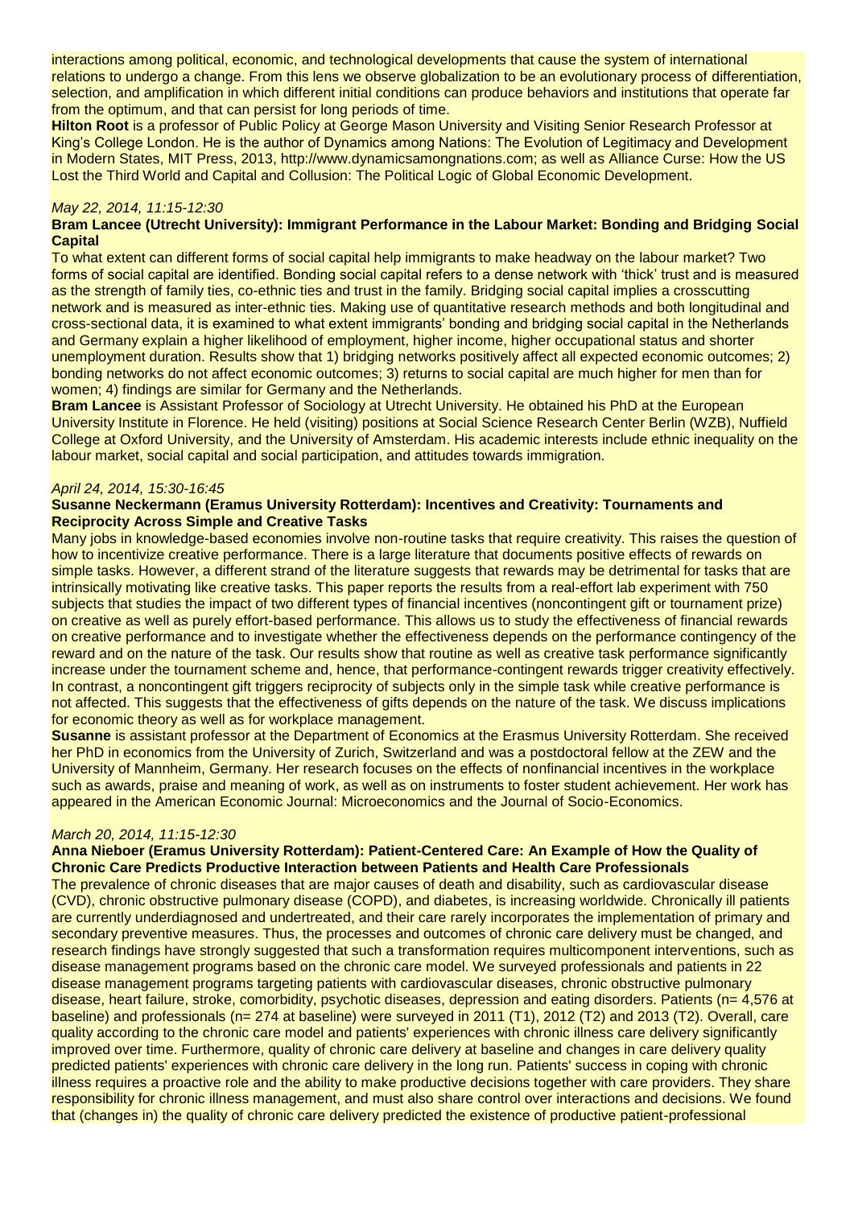interactions among political, economic, and technological developments that cause the system of international relations to undergo a change. From this lens we observe globalization to be an evolutionary process of differentiation, selection, and amplification in which different initial conditions can produce behaviors and institutions that operate far from the optimum, and that can persist for long periods of time.

**Hilton Root** is a professor of Public Policy at George Mason University and Visiting Senior Research Professor at King's College London. He is the author of Dynamics among Nations: The Evolution of Legitimacy and Development in Modern States, MIT Press, 2013, http://www.dynamicsamongnations.com; as well as Alliance Curse: How the US Lost the Third World and Capital and Collusion: The Political Logic of Global Economic Development.

*May 22, 2014, 11:15-12:30*

**Bram Lancee (Utrecht University): Immigrant Performance in the Labour Market: Bonding and Bridging Social Capital**

To what extent can different forms of social capital help immigrants to make headway on the labour market? Two forms of social capital are identified. Bonding social capital refers to a dense network with 'thick' trust and is measured as the strength of family ties, co-ethnic ties and trust in the family. Bridging social capital implies a crosscutting network and is measured as inter-ethnic ties. Making use of quantitative research methods and both longitudinal and cross-sectional data, it is examined to what extent immigrants' bonding and bridging social capital in the Netherlands and Germany explain a higher likelihood of employment, higher income, higher occupational status and shorter unemployment duration. Results show that 1) bridging networks positively affect all expected economic outcomes; 2) bonding networks do not affect economic outcomes; 3) returns to social capital are much higher for men than for women; 4) findings are similar for Germany and the Netherlands.

**Bram Lancee** is Assistant Professor of Sociology at Utrecht University. He obtained his PhD at the European University Institute in Florence. He held (visiting) positions at Social Science Research Center Berlin (WZB), Nuffield College at Oxford University, and the University of Amsterdam. His academic interests include ethnic inequality on the labour market, social capital and social participation, and attitudes towards immigration.

*April 24, 2014, 15:30-16:45*

**Susanne Neckermann (Eramus University Rotterdam): Incentives and Creativity: Tournaments and Reciprocity Across Simple and Creative Tasks**

Many jobs in knowledge-based economies involve non-routine tasks that require creativity. This raises the question of how to incentivize creative performance. There is a large literature that documents positive effects of rewards on simple tasks. However, a different strand of the literature suggests that rewards may be detrimental for tasks that are intrinsically motivating like creative tasks. This paper reports the results from a real-effort lab experiment with 750 subjects that studies the impact of two different types of financial incentives (noncontingent gift or tournament prize) on creative as well as purely effort-based performance. This allows us to study the effectiveness of financial rewards on creative performance and to investigate whether the effectiveness depends on the performance contingency of the reward and on the nature of the task. Our results show that routine as well as creative task performance significantly increase under the tournament scheme and, hence, that performance-contingent rewards trigger creativity effectively. In contrast, a noncontingent gift triggers reciprocity of subjects only in the simple task while creative performance is not affected. This suggests that the effectiveness of gifts depends on the nature of the task. We discuss implications for economic theory as well as for workplace management.

**Susanne** is assistant professor at the Department of Economics at the Erasmus University Rotterdam. She received her PhD in economics from the University of Zurich, Switzerland and was a postdoctoral fellow at the ZEW and the University of Mannheim, Germany. Her research focuses on the effects of nonfinancial incentives in the workplace such as awards, praise and meaning of work, as well as on instruments to foster student achievement. Her work has appeared in the American Economic Journal: Microeconomics and the Journal of Socio-Economics.

*March 20, 2014, 11:15-12:30*

**Anna Nieboer (Eramus University Rotterdam): Patient-Centered Care: An Example of How the Quality of Chronic Care Predicts Productive Interaction between Patients and Health Care Professionals**

The prevalence of chronic diseases that are major causes of death and disability, such as cardiovascular disease (CVD), chronic obstructive pulmonary disease (COPD), and diabetes, is increasing worldwide. Chronically ill patients are currently underdiagnosed and undertreated, and their care rarely incorporates the implementation of primary and secondary preventive measures. Thus, the processes and outcomes of chronic care delivery must be changed, and research findings have strongly suggested that such a transformation requires multicomponent interventions, such as disease management programs based on the chronic care model. We surveyed professionals and patients in 22 disease management programs targeting patients with cardiovascular diseases, chronic obstructive pulmonary disease, heart failure, stroke, comorbidity, psychotic diseases, depression and eating disorders. Patients (n= 4,576 at baseline) and professionals (n= 274 at baseline) were surveyed in 2011 (T1), 2012 (T2) and 2013 (T2). Overall, care quality according to the chronic care model and patients' experiences with chronic illness care delivery significantly improved over time. Furthermore, quality of chronic care delivery at baseline and changes in care delivery quality predicted patients' experiences with chronic care delivery in the long run. Patients' success in coping with chronic illness requires a proactive role and the ability to make productive decisions together with care providers. They share responsibility for chronic illness management, and must also share control over interactions and decisions. We found that (changes in) the quality of chronic care delivery predicted the existence of productive patient-professional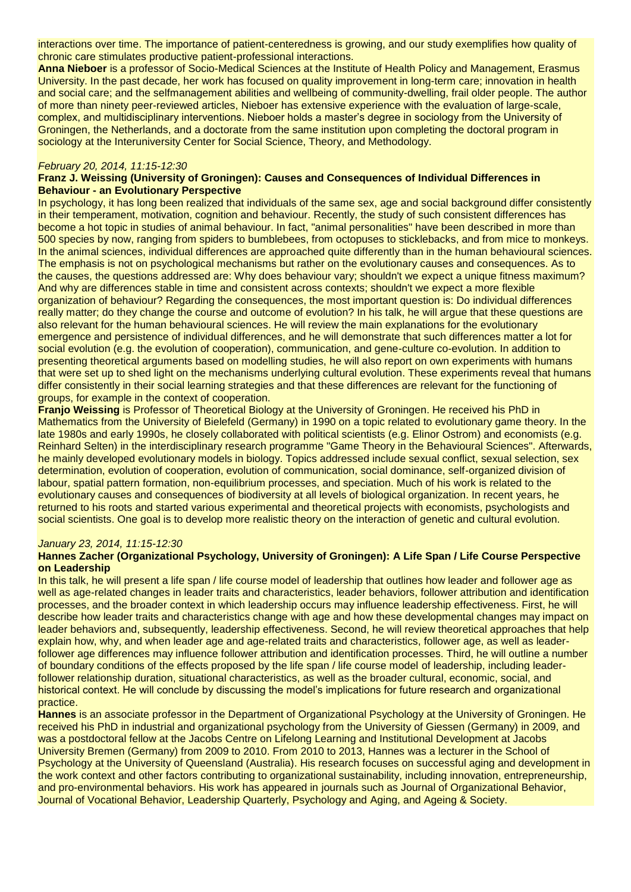interactions over time. The importance of patient-centeredness is growing, and our study exemplifies how quality of chronic care stimulates productive patient-professional interactions.

**Anna Nieboer** is a professor of Socio-Medical Sciences at the Institute of Health Policy and Management, Erasmus University. In the past decade, her work has focused on quality improvement in long-term care; innovation in health and social care; and the selfmanagement abilities and wellbeing of community-dwelling, frail older people. The author of more than ninety peer-reviewed articles, Nieboer has extensive experience with the evaluation of large-scale, complex, and multidisciplinary interventions. Nieboer holds a master's degree in sociology from the University of Groningen, the Netherlands, and a doctorate from the same institution upon completing the doctoral program in sociology at the Interuniversity Center for Social Science, Theory, and Methodology.

*February 20, 2014, 11:15-12:30*

**Franz J. Weissing (University of Groningen): Causes and Consequences of Individual Differences in Behaviour - an Evolutionary Perspective**

In psychology, it has long been realized that individuals of the same sex, age and social background differ consistently in their temperament, motivation, cognition and behaviour. Recently, the study of such consistent differences has become a hot topic in studies of animal behaviour. In fact, "animal personalities" have been described in more than 500 species by now, ranging from spiders to bumblebees, from octopuses to sticklebacks, and from mice to monkeys. In the animal sciences, individual differences are approached quite differently than in the human behavioural sciences. The emphasis is not on psychological mechanisms but rather on the evolutionary causes and consequences. As to the causes, the questions addressed are: Why does behaviour vary; shouldn't we expect a unique fitness maximum? And why are differences stable in time and consistent across contexts; shouldn't we expect a more flexible organization of behaviour? Regarding the consequences, the most important question is: Do individual differences really matter; do they change the course and outcome of evolution? In his talk, he will argue that these questions are also relevant for the human behavioural sciences. He will review the main explanations for the evolutionary emergence and persistence of individual differences, and he will demonstrate that such differences matter a lot for social evolution (e.g. the evolution of cooperation), communication, and gene-culture co-evolution. In addition to presenting theoretical arguments based on modelling studies, he will also report on own experiments with humans that were set up to shed light on the mechanisms underlying cultural evolution. These experiments reveal that humans differ consistently in their social learning strategies and that these differences are relevant for the functioning of groups, for example in the context of cooperation.

**Franjo Weissing** is Professor of Theoretical Biology at the University of Groningen. He received his PhD in Mathematics from the University of Bielefeld (Germany) in 1990 on a topic related to evolutionary game theory. In the late 1980s and early 1990s, he closely collaborated with political scientists (e.g. Elinor Ostrom) and economists (e.g. Reinhard Selten) in the interdisciplinary research programme "Game Theory in the Behavioural Sciences". Afterwards, he mainly developed evolutionary models in biology. Topics addressed include sexual conflict, sexual selection, sex determination, evolution of cooperation, evolution of communication, social dominance, self-organized division of labour, spatial pattern formation, non-equilibrium processes, and speciation. Much of his work is related to the evolutionary causes and consequences of biodiversity at all levels of biological organization. In recent years, he returned to his roots and started various experimental and theoretical projects with economists, psychologists and social scientists. One goal is to develop more realistic theory on the interaction of genetic and cultural evolution.

*January 23, 2014, 11:15-12:30*

**Hannes Zacher (Organizational Psychology, University of Groningen): A Life Span / Life Course Perspective on Leadership**

In this talk, he will present a life span / life course model of leadership that outlines how leader and follower age as well as age-related changes in leader traits and characteristics, leader behaviors, follower attribution and identification processes, and the broader context in which leadership occurs may influence leadership effectiveness. First, he will describe how leader traits and characteristics change with age and how these developmental changes may impact on leader behaviors and, subsequently, leadership effectiveness. Second, he will review theoretical approaches that help explain how, why, and when leader age and age-related traits and characteristics, follower age, as well as leader-follower age differences may influence follower attribution and identification processes. Third, he will outline a number of boundary conditions of the effects proposed by the life span / life course model of leadership, including leader-follower relationship duration, situational characteristics, as well as the broader cultural, economic, social, and historical context. He will conclude by discussing the model's implications for future research and organizational practice.

**Hannes** is an associate professor in the Department of Organizational Psychology at the University of Groningen. He received his PhD in industrial and organizational psychology from the University of Giessen (Germany) in 2009, and was a postdoctoral fellow at the Jacobs Centre on Lifelong Learning and Institutional Development at Jacobs University Bremen (Germany) from 2009 to 2010. From 2010 to 2013, Hannes was a lecturer in the School of Psychology at the University of Queensland (Australia). His research focuses on successful aging and development in the work context and other factors contributing to organizational sustainability, including innovation, entrepreneurship, and pro-environmental behaviors. His work has appeared in journals such as Journal of Organizational Behavior, Journal of Vocational Behavior, Leadership Quarterly, Psychology and Aging, and Ageing & Society.